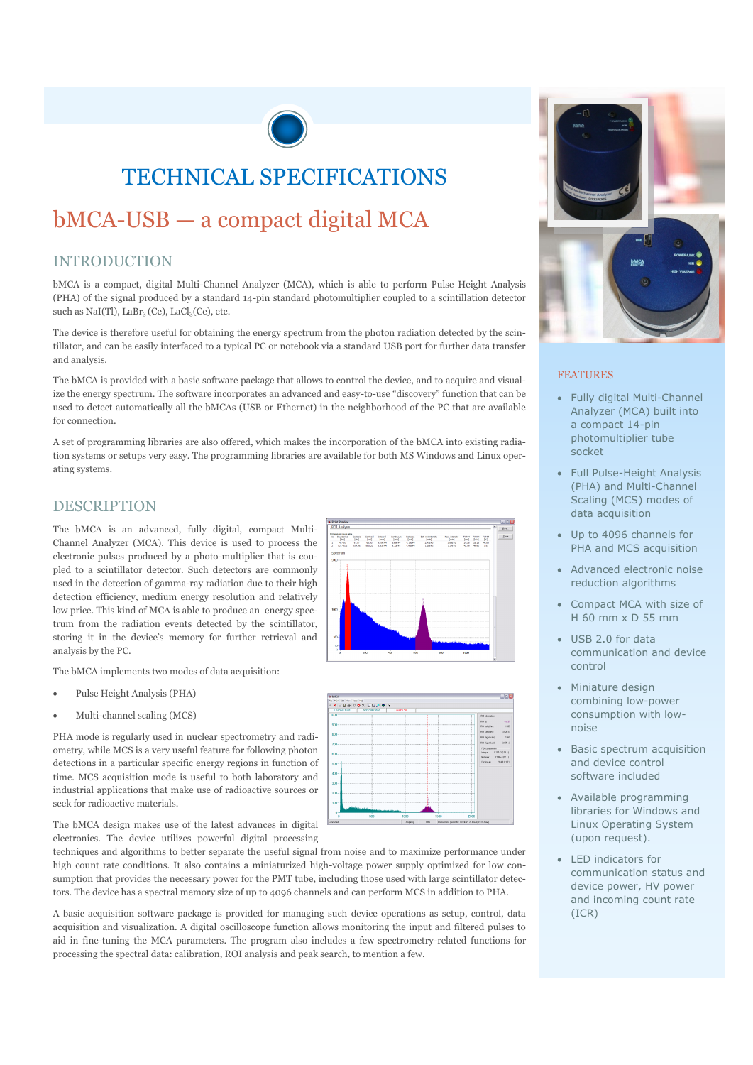# TECHNICAL SPECIFICATIONS

# bMCA-USB — a compact digital MCA

## INTRODUCTION

bMCA is a compact, digital Multi-Channel Analyzer (MCA), which is able to perform Pulse Height Analysis (PHA) of the signal produced by a standard 14-pin standard photomultiplier coupled to a scintillation detector such as NaI(Tl), $LaBr_3$ (Ce), $LaCl_3$(Ce), etc.

The device is therefore useful for obtaining the energy spectrum from the photon radiation detected by the scintillator, and can be easily interfaced to a typical PC or notebook via a standard USB port for further data transfer and analysis.

The bMCA is provided with a basic software package that allows to control the device, and to acquire and visualize the energy spectrum. The software incorporates an advanced and easy-to-use "discovery" function that can be used to detect automatically all the bMCAs (USB or Ethernet) in the neighborhood of the PC that are available for connection.

A set of programming libraries are also offered, which makes the incorporation of the bMCA into existing radiation systems or setups very easy. The programming libraries are available for both MS Windows and Linux operating systems.

## DESCRIPTION

The bMCA is an advanced, fully digital, compact Multi-Channel Analyzer (MCA). This device is used to process the electronic pulses produced by a photo-multiplier that is coupled to a scintillator detector. Such detectors are commonly used in the detection of gamma-ray radiation due to their high detection efficiency, medium energy resolution and relatively low price. This kind of MCA is able to produce an energy spectrum from the radiation events detected by the scintillator, storing it in the device's memory for further retrieval and analysis by the PC.

The bMCA implements two modes of data acquisition:

- Pulse Height Analysis (PHA)
- Multi-channel scaling (MCS)

PHA mode is regularly used in nuclear spectrometry and radiometry, while MCS is a very useful feature for following photon detections in a particular specific energy regions in function of time. MCS acquisition mode is useful to both laboratory and industrial applications that make use of radioactive sources or seek for radioactive materials.

The bMCA design makes use of the latest advances in digital electronics. The device utilizes powerful digital processing techniques and algorithms to better separate the useful signal from noise and to maximize performance under high count rate conditions. It also contains a miniaturized high-voltage power supply optimized for low consumption that provides the necessary power for the PMT tube, including those used with large scintillator detectors. The device has a spectral memory size of up to 4096 channels and can perform MCS in addition to PHA.

A basic acquisition software package is provided for managing such device operations as setup, control, data acquisition and visualization. A digital oscilloscope function allows monitoring the input and filtered pulses to aid in fine-tuning the MCA parameters. The program also includes a few spectrometry-related functions for processing the spectral data: calibration, ROI analysis and peak search, to mention a few.

## FEATURES

- Fully digital Multi-Channel Analyzer (MCA) built into a compact 14-pin photomultiplier tube socket
- Full Pulse-Height Analysis (PHA) and Multi-Channel Scaling (MCS) modes of data acquisition
- Up to 4096 channels for PHA and MCS acquisition
- Advanced electronic noise reduction algorithms
- Compact MCA with size of H 60 mm x D 55 mm
- USB 2.0 for data communication and device control
- Miniature design combining low-power consumption with low-noise
- Basic spectrum acquisition and device control software included
- Available programming libraries for Windows and Linux Operating System (upon request).
- LED indicators for communication status and device power, HV power and incoming count rate (ICR)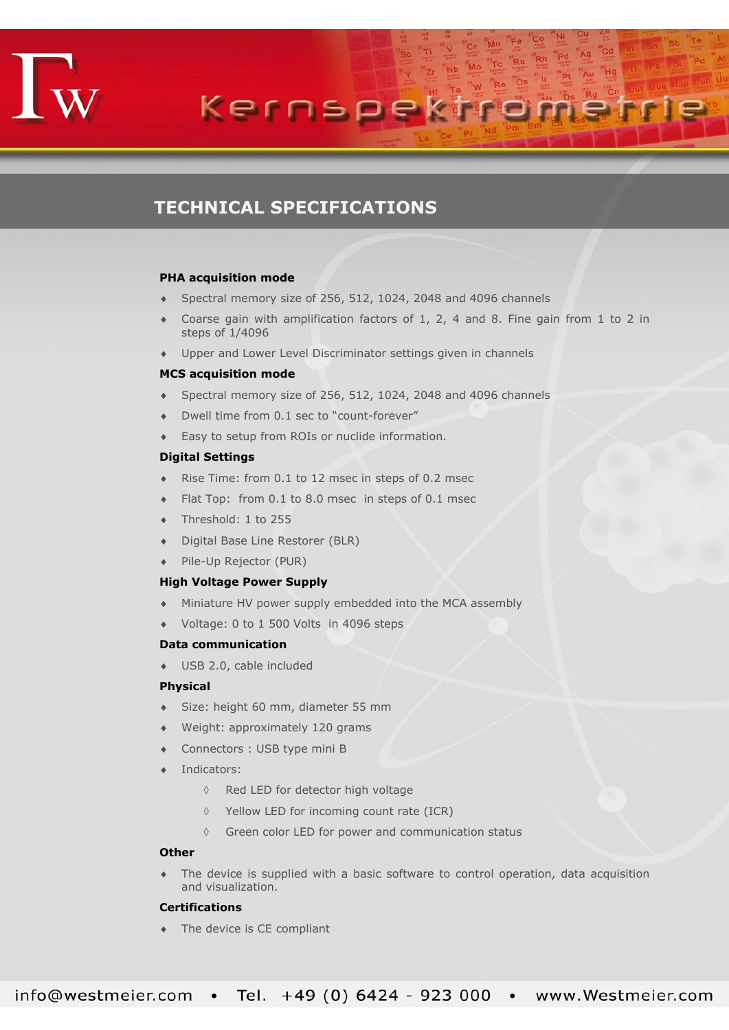## TECHNICAL SPECIFICATIONS

**PHA acquisition mode**

- Spectral memory size of 256, 512, 1024, 2048 and 4096 channels
- Coarse gain with amplification factors of 1, 2, 4 and 8. Fine gain from 1 to 2 in steps of 1/4096
- Upper and Lower Level Discriminator settings given in channels

**MCS acquisition mode**

- Spectral memory size of 256, 512, 1024, 2048 and 4096 channels
- Dwell time from 0.1 sec to "count-forever"
- Easy to setup from ROIs or nuclide information.

**Digital Settings**

- Rise Time: from 0.1 to 12 msec in steps of 0.2 msec
- Flat Top: from 0.1 to 8.0 msec in steps of 0.1 msec
- Threshold: 1 to 255
- Digital Base Line Restorer (BLR)
- Pile-Up Rejector (PUR)

**High Voltage Power Supply**

- Miniature HV power supply embedded into the MCA assembly
- Voltage: 0 to 1 500 Volts in 4096 steps

**Data communication**

- USB 2.0, cable included

**Physical**

- Size: height 60 mm, diameter 55 mm
- Weight: approximately 120 grams
- Connectors : USB type mini B
- Indicators:
  - Red LED for detector high voltage
  - Yellow LED for incoming count rate (ICR)
  - Green color LED for power and communication status

**Other**

- The device is supplied with a basic software to control operation, data acquisition and visualization.

**Certifications**

- The device is CE compliant